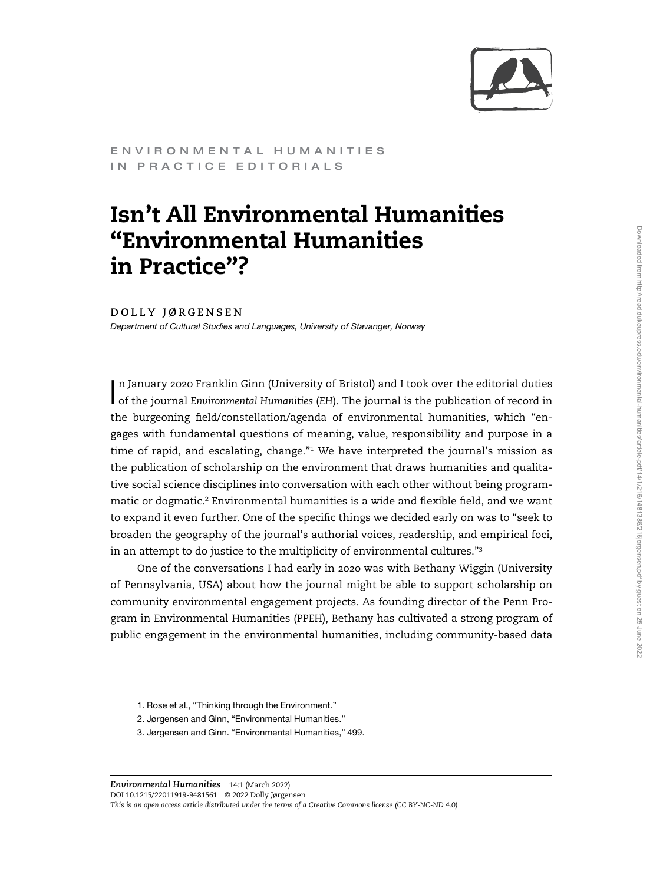ENVIRONMENTAL HUMANITIES IN PRACTICE EDITORIALS

# Isn't All Environmental Humanities "Environmental Humanities in Practice"?

**DOLLY JØRGENSEN**

*Department of Cultural Studies and Languages, University of Stavanger, Norway*

In January 2020 Franklin Ginn (University of Bristol) and I took over the editorial duties of the journal *Environmental Humanities* (*EH*). The journal is the publication of record in the burgeoning field/constellation/agenda of environmental humanities, which "engages with fundamental questions of meaning, value, responsibility and purpose in a time of rapid, and escalating, change."[1] We have interpreted the journal's mission as the publication of scholarship on the environment that draws humanities and qualitative social science disciplines into conversation with each other without being programmatic or dogmatic.[2] Environmental humanities is a wide and flexible field, and we want to expand it even further. One of the specific things we decided early on was to "seek to broaden the geography of the journal's authorial voices, readership, and empirical foci, in an attempt to do justice to the multiplicity of environmental cultures."[3]

One of the conversations I had early in 2020 was with Bethany Wiggin (University of Pennsylvania, USA) about how the journal might be able to support scholarship on community environmental engagement projects. As founding director of the Penn Program in Environmental Humanities (PPEH), Bethany has cultivated a strong program of public engagement in the environmental humanities, including community-based data

1. Rose et al., "Thinking through the Environment."
2. Jørgensen and Ginn, "Environmental Humanities."
3. Jørgensen and Ginn. "Environmental Humanities," 499.

*This is an open access article distributed under the terms of a Creative Commons license (CC BY-NC-ND 4.0).*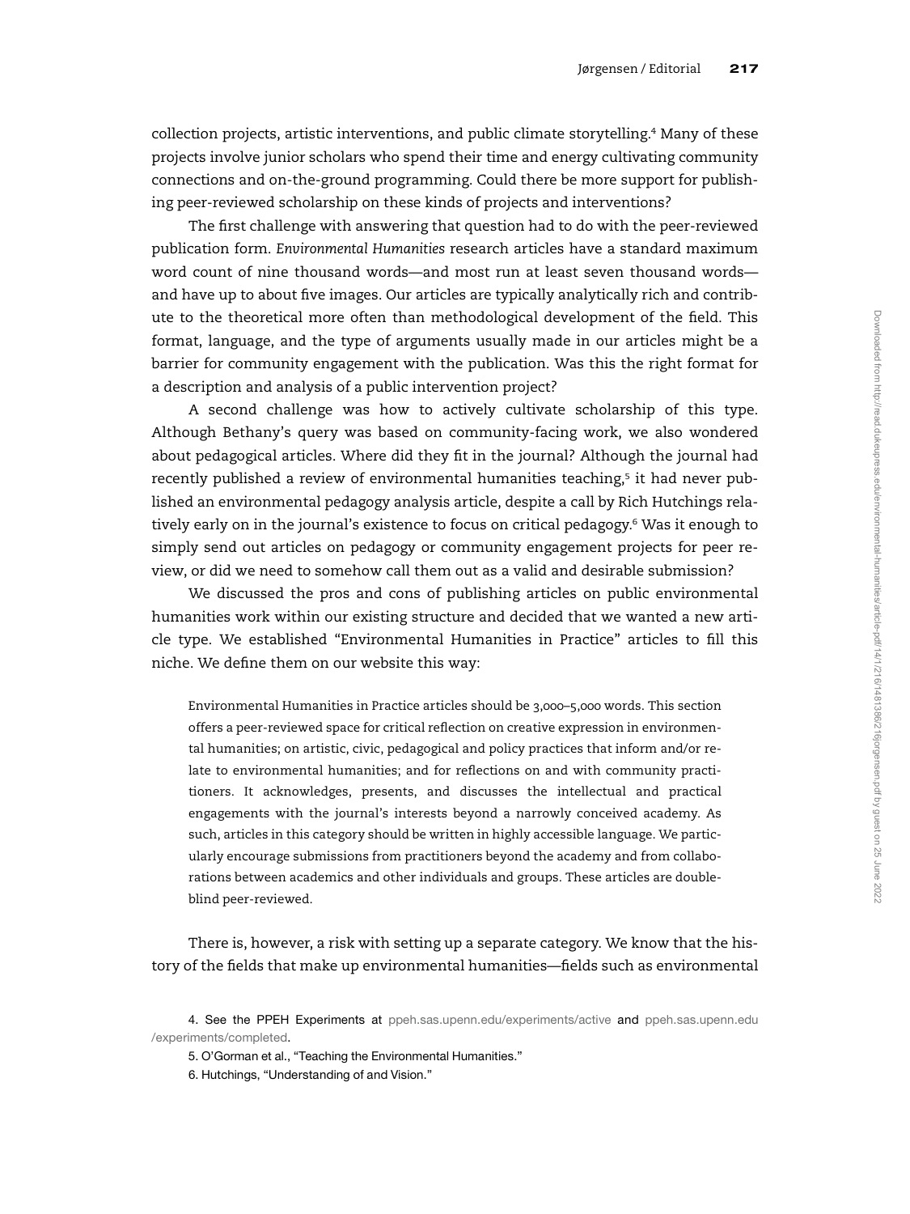collection projects, artistic interventions, and public climate storytelling.[4] Many of these projects involve junior scholars who spend their time and energy cultivating community connections and on-the-ground programming. Could there be more support for publishing peer-reviewed scholarship on these kinds of projects and interventions?

The first challenge with answering that question had to do with the peer-reviewed publication form. *Environmental Humanities* research articles have a standard maximum word count of nine thousand words—and most run at least seven thousand words—and have up to about five images. Our articles are typically analytically rich and contribute to the theoretical more often than methodological development of the field. This format, language, and the type of arguments usually made in our articles might be a barrier for community engagement with the publication. Was this the right format for a description and analysis of a public intervention project?

A second challenge was how to actively cultivate scholarship of this type. Although Bethany's query was based on community-facing work, we also wondered about pedagogical articles. Where did they fit in the journal? Although the journal had recently published a review of environmental humanities teaching,[5] it had never published an environmental pedagogy analysis article, despite a call by Rich Hutchings relatively early on in the journal's existence to focus on critical pedagogy.[6] Was it enough to simply send out articles on pedagogy or community engagement projects for peer review, or did we need to somehow call them out as a valid and desirable submission?

We discussed the pros and cons of publishing articles on public environmental humanities work within our existing structure and decided that we wanted a new article type. We established "Environmental Humanities in Practice" articles to fill this niche. We define them on our website this way:

> Environmental Humanities in Practice articles should be 3,000–5,000 words. This section offers a peer-reviewed space for critical reflection on creative expression in environmental humanities; on artistic, civic, pedagogical and policy practices that inform and/or relate to environmental humanities; and for reflections on and with community practitioners. It acknowledges, presents, and discusses the intellectual and practical engagements with the journal's interests beyond a narrowly conceived academy. As such, articles in this category should be written in highly accessible language. We particularly encourage submissions from practitioners beyond the academy and from collaborations between academics and other individuals and groups. These articles are double-blind peer-reviewed.

There is, however, a risk with setting up a separate category. We know that the history of the fields that make up environmental humanities—fields such as environmental

4. See the PPEH Experiments at ppeh.sas.upenn.edu/experiments/active and ppeh.sas.upenn.edu/experiments/completed.

5. O'Gorman et al., "Teaching the Environmental Humanities."

6. Hutchings, "Understanding of and Vision."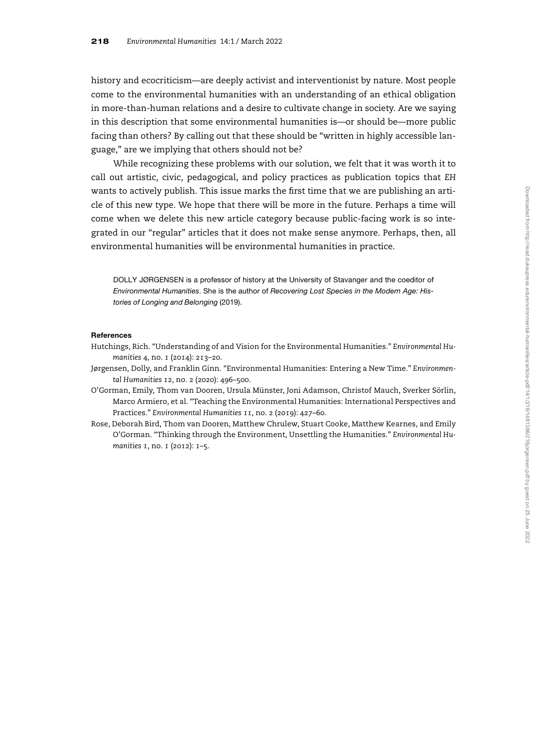history and ecocriticism—are deeply activist and interventionist by nature. Most people come to the environmental humanities with an understanding of an ethical obligation in more-than-human relations and a desire to cultivate change in society. Are we saying in this description that some environmental humanities is—or should be—more public facing than others? By calling out that these should be "written in highly accessible language," are we implying that others should not be?

While recognizing these problems with our solution, we felt that it was worth it to call out artistic, civic, pedagogical, and policy practices as publication topics that *EH* wants to actively publish. This issue marks the first time that we are publishing an article of this new type. We hope that there will be more in the future. Perhaps a time will come when we delete this new article category because public-facing work is so integrated in our "regular" articles that it does not make sense anymore. Perhaps, then, all environmental humanities will be environmental humanities in practice.

DOLLY JØRGENSEN is a professor of history at the University of Stavanger and the coeditor of *Environmental Humanities*. She is the author of *Recovering Lost Species in the Modern Age: Histories of Longing and Belonging* (2019).

**References**

Hutchings, Rich. "Understanding of and Vision for the Environmental Humanities." *Environmental Humanities* 4, no. 1 (2014): 213–20.

Jørgensen, Dolly, and Franklin Ginn. "Environmental Humanities: Entering a New Time." *Environmental Humanities* 12, no. 2 (2020): 496–500.

O'Gorman, Emily, Thom van Dooren, Ursula Münster, Joni Adamson, Christof Mauch, Sverker Sörlin, Marco Armiero, et al. "Teaching the Environmental Humanities: International Perspectives and Practices." *Environmental Humanities* 11, no. 2 (2019): 427–60.

Rose, Deborah Bird, Thom van Dooren, Matthew Chrulew, Stuart Cooke, Matthew Kearnes, and Emily O'Gorman. "Thinking through the Environment, Unsettling the Humanities." *Environmental Humanities* 1, no. 1 (2012): 1–5.